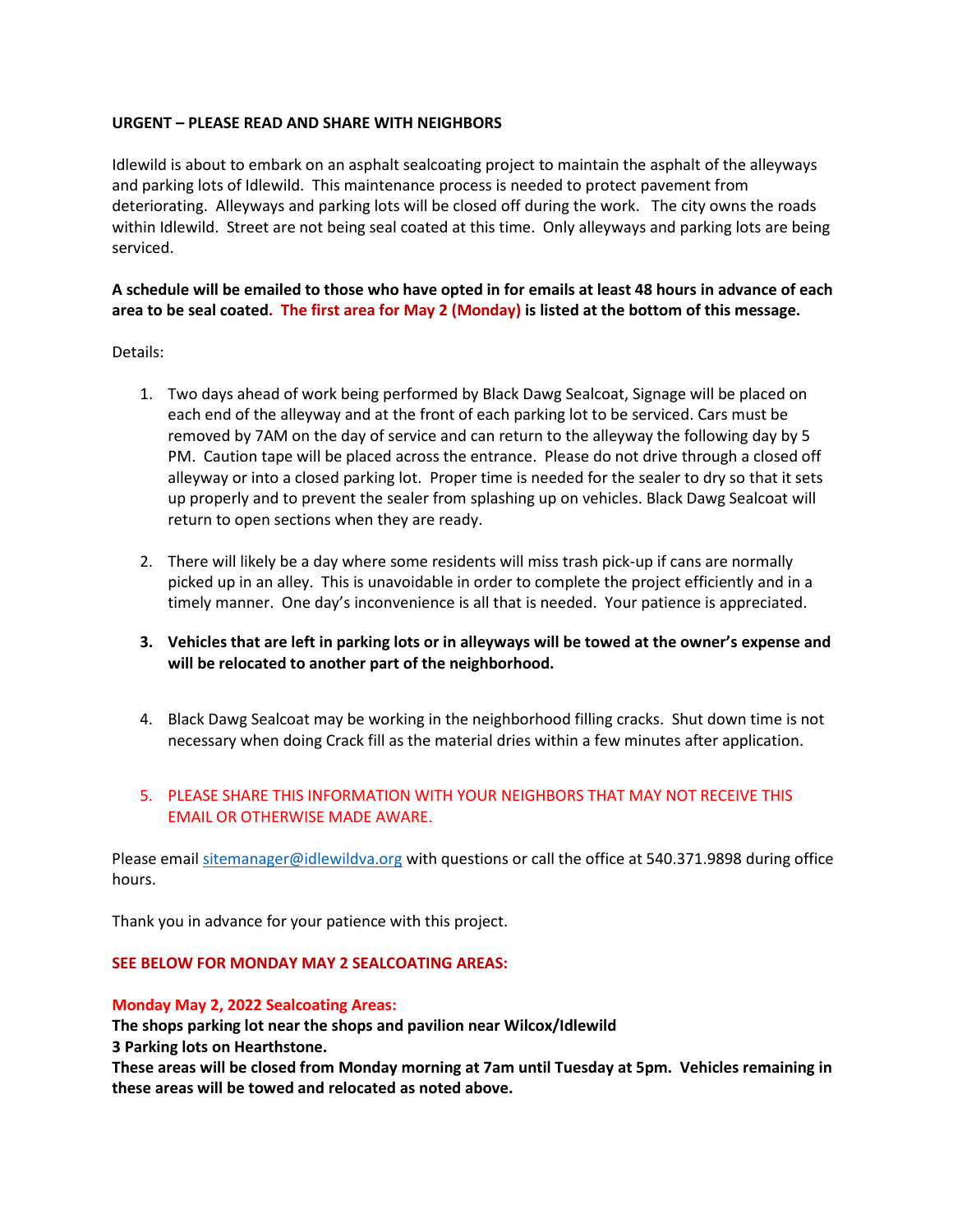**URGENT – PLEASE READ AND SHARE WITH NEIGHBORS**

Idlewild is about to embark on an asphalt sealcoating project to maintain the asphalt of the alleyways and parking lots of Idlewild. This maintenance process is needed to protect pavement from deteriorating. Alleyways and parking lots will be closed off during the work. The city owns the roads within Idlewild. Street are not being seal coated at this time. Only alleyways and parking lots are being serviced.

**A schedule will be emailed to those who have opted in for emails at least 48 hours in advance of each area to be seal coated. The first area for May 2 (Monday) is listed at the bottom of this message.**

Details:

1. Two days ahead of work being performed by Black Dawg Sealcoat, Signage will be placed on each end of the alleyway and at the front of each parking lot to be serviced. Cars must be removed by 7AM on the day of service and can return to the alleyway the following day by 5 PM. Caution tape will be placed across the entrance. Please do not drive through a closed off alleyway or into a closed parking lot. Proper time is needed for the sealer to dry so that it sets up properly and to prevent the sealer from splashing up on vehicles. Black Dawg Sealcoat will return to open sections when they are ready.

2. There will likely be a day where some residents will miss trash pick-up if cans are normally picked up in an alley. This is unavoidable in order to complete the project efficiently and in a timely manner. One day's inconvenience is all that is needed. Your patience is appreciated.

3. **Vehicles that are left in parking lots or in alleyways will be towed at the owner's expense and will be relocated to another part of the neighborhood.**

4. Black Dawg Sealcoat may be working in the neighborhood filling cracks. Shut down time is not necessary when doing Crack fill as the material dries within a few minutes after application.

5. PLEASE SHARE THIS INFORMATION WITH YOUR NEIGHBORS THAT MAY NOT RECEIVE THIS EMAIL OR OTHERWISE MADE AWARE.

Please email sitemanager@idlewildva.org with questions or call the office at 540.371.9898 during office hours.

Thank you in advance for your patience with this project.

**SEE BELOW FOR MONDAY MAY 2 SEALCOATING AREAS:**

**Monday May 2, 2022 Sealcoating Areas:**
**The shops parking lot near the shops and pavilion near Wilcox/Idlewild**
**3 Parking lots on Hearthstone.**
**These areas will be closed from Monday morning at 7am until Tuesday at 5pm. Vehicles remaining in these areas will be towed and relocated as noted above.**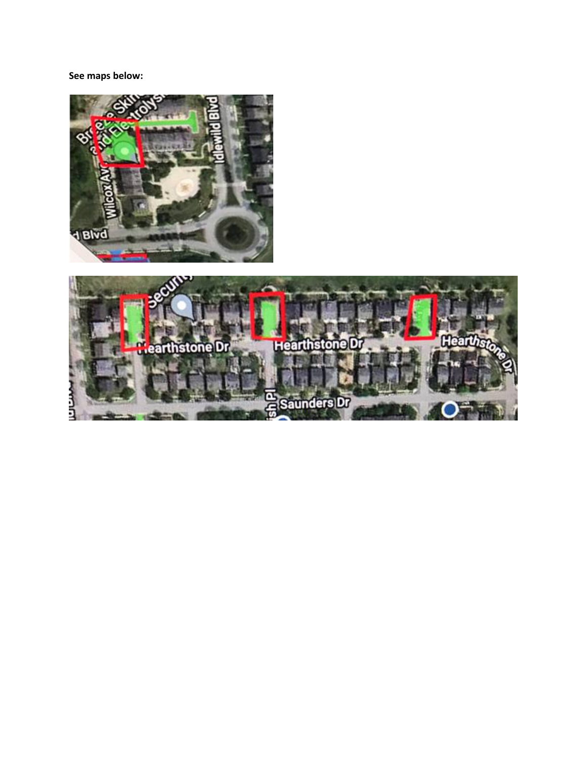**See maps below:**